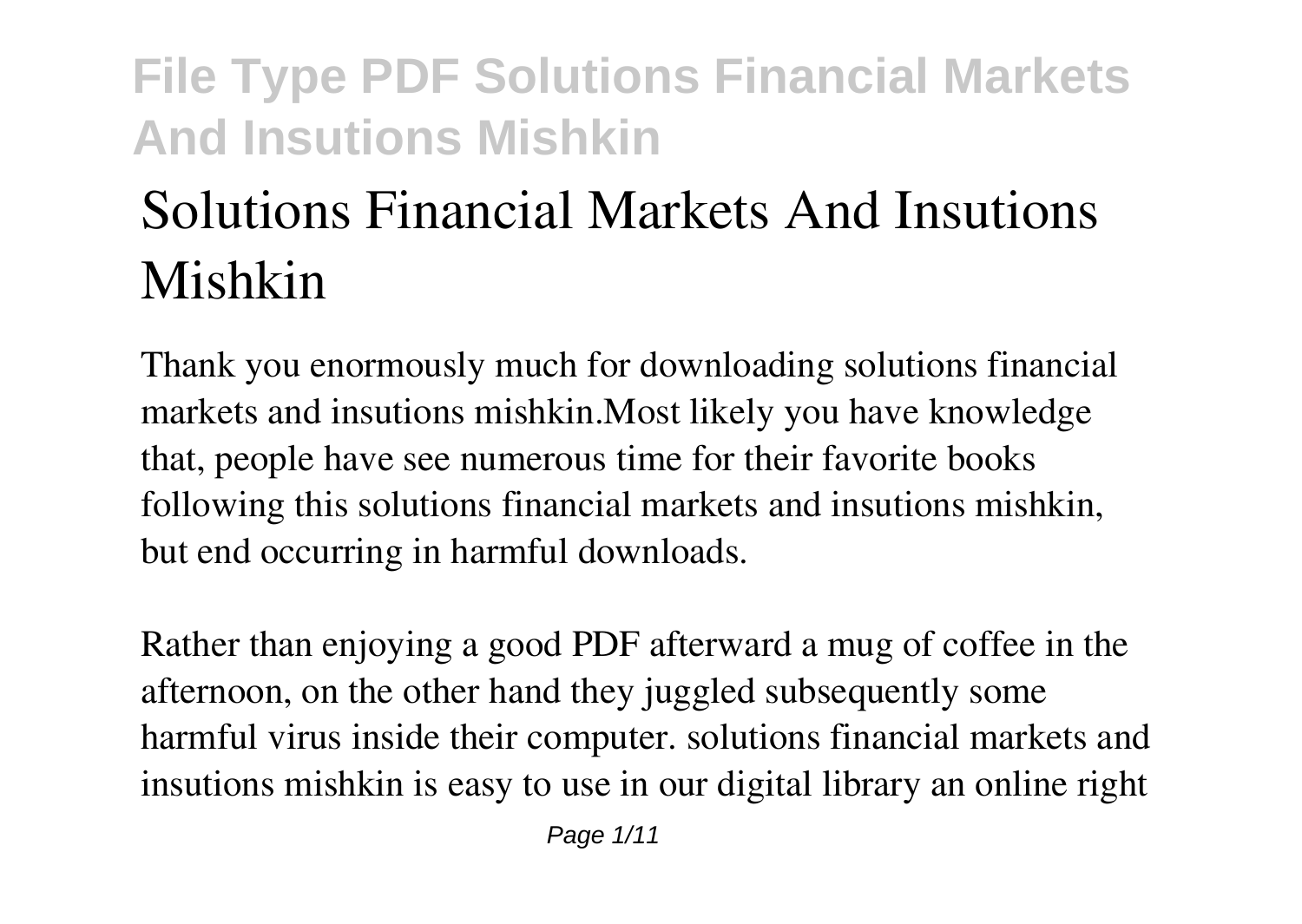# Solutions Financial Markets And Insutions Mishkin

Thank you enormously much for downloading solutions financial markets and insutions mishkin.Most likely you have knowledge that, people have see numerous time for their favorite books following this solutions financial markets and insutions mishkin, but end occurring in harmful downloads.

Rather than enjoying a good PDF afterward a mug of coffee in the afternoon, on the other hand they juggled subsequently some harmful virus inside their computer. solutions financial markets and insutions mishkin is easy to use in our digital library an online right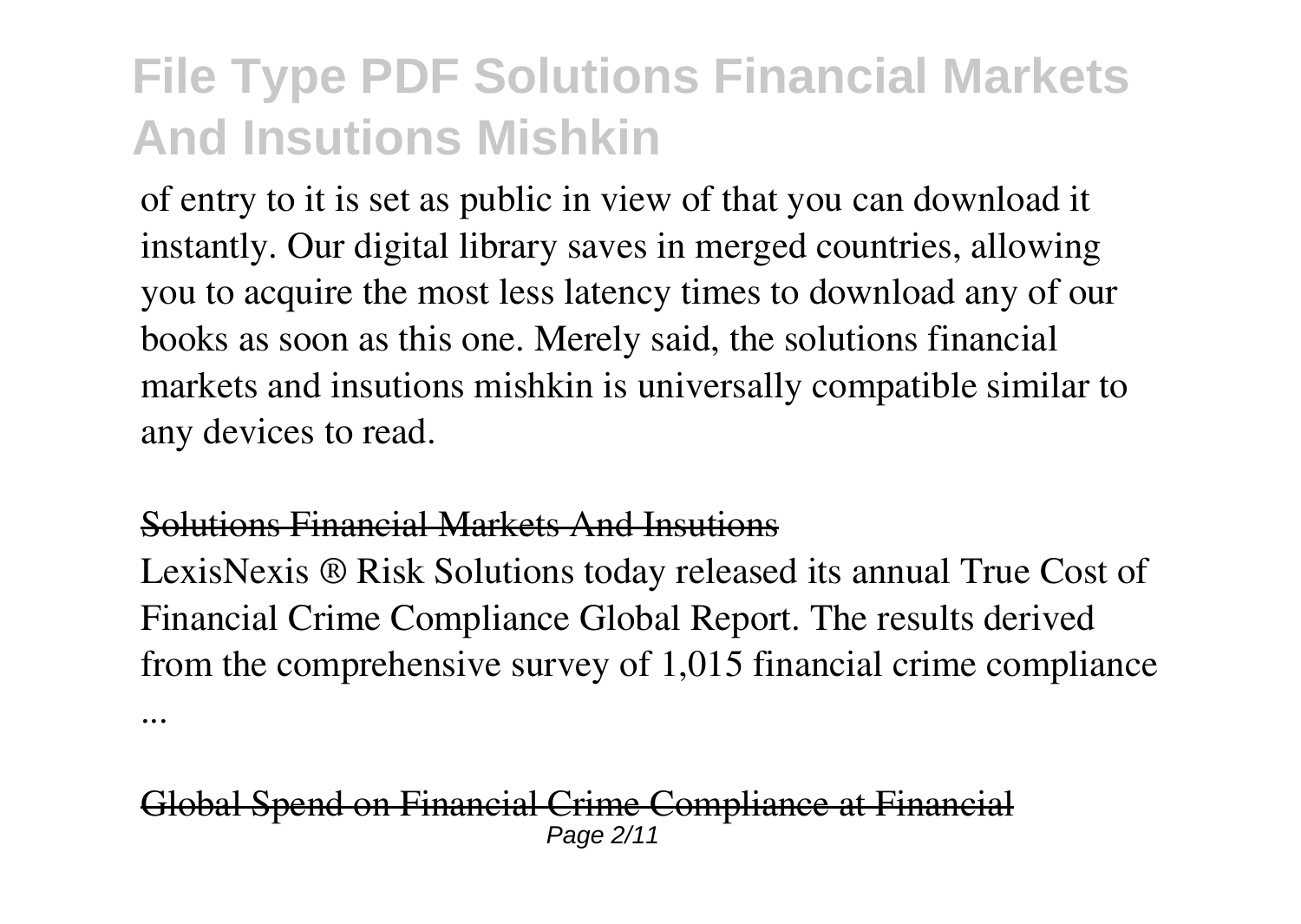of entry to it is set as public in view of that you can download it instantly. Our digital library saves in merged countries, allowing you to acquire the most less latency times to download any of our books as soon as this one. Merely said, the solutions financial markets and insutions mishkin is universally compatible similar to any devices to read.

## Solutions Financial Markets And Insutions

LexisNexis ® Risk Solutions today released its annual True Cost of Financial Crime Compliance Global Report. The results derived from the comprehensive survey of 1,015 financial crime compliance ...

## Global Spend on Financial Crime Compliance at Financial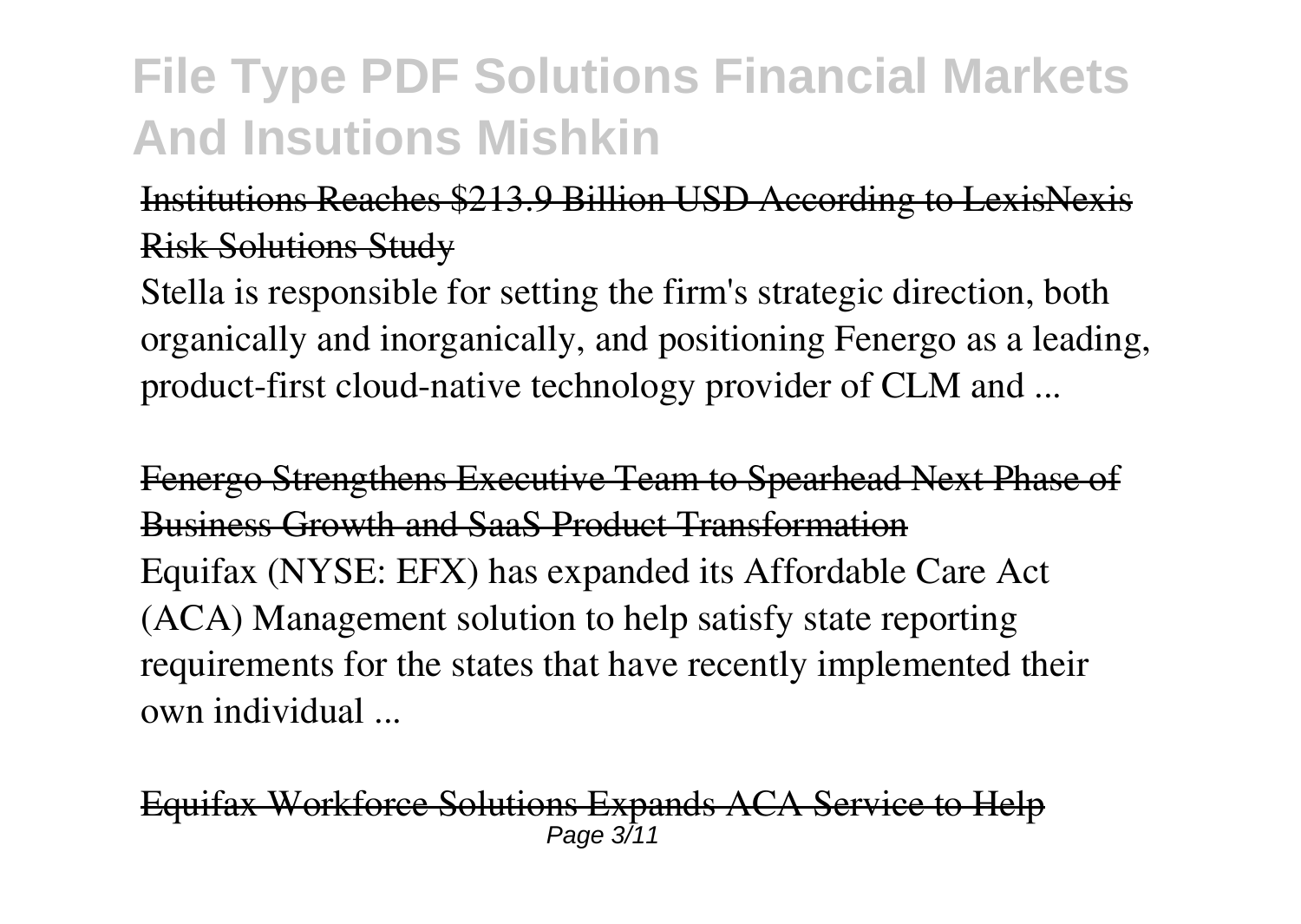Institutions Reaches $213.9 Billion USD According to LexisNexis Risk Solutions Study

Stella is responsible for setting the firm's strategic direction, both organically and inorganically, and positioning Fenergo as a leading, product-first cloud-native technology provider of CLM and ...

Fenergo Strengthens Executive Team to Spearhead Next Phase of Business Growth and SaaS Product Transformation

Equifax (NYSE: EFX) has expanded its Affordable Care Act (ACA) Management solution to help satisfy state reporting requirements for the states that have recently implemented their own individual ...

Equifax Workforce Solutions Expands ACA Service to Help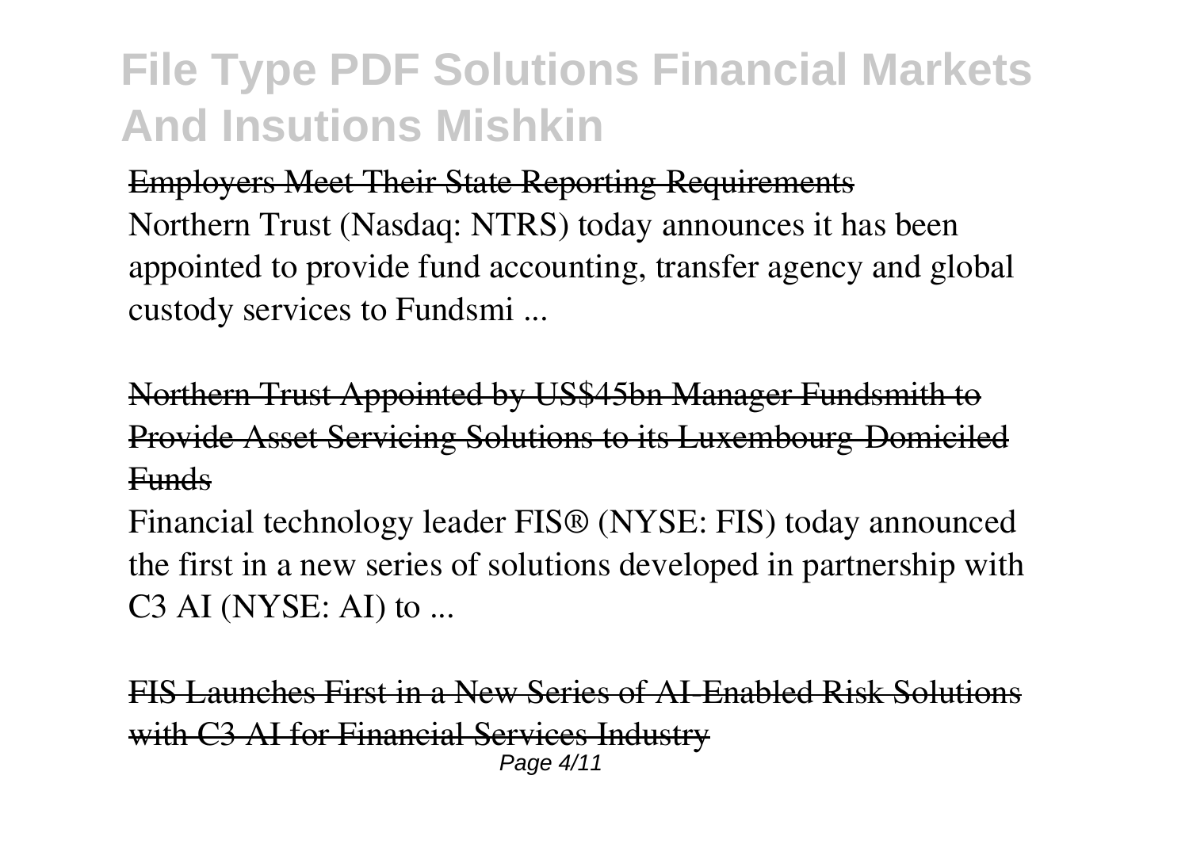Employers Meet Their State Reporting Requirements

Northern Trust (Nasdaq: NTRS) today announces it has been appointed to provide fund accounting, transfer agency and global custody services to Fundsmi ...

Northern Trust Appointed by US$45bn Manager Fundsmith to Provide Asset Servicing Solutions to its Luxembourg-Domiciled Funds

Financial technology leader FIS® (NYSE: FIS) today announced the first in a new series of solutions developed in partnership with C3 AI (NYSE: AI) to ...

FIS Launches First in a New Series of AI-Enabled Risk Solutions with C3 AI for Financial Services Industry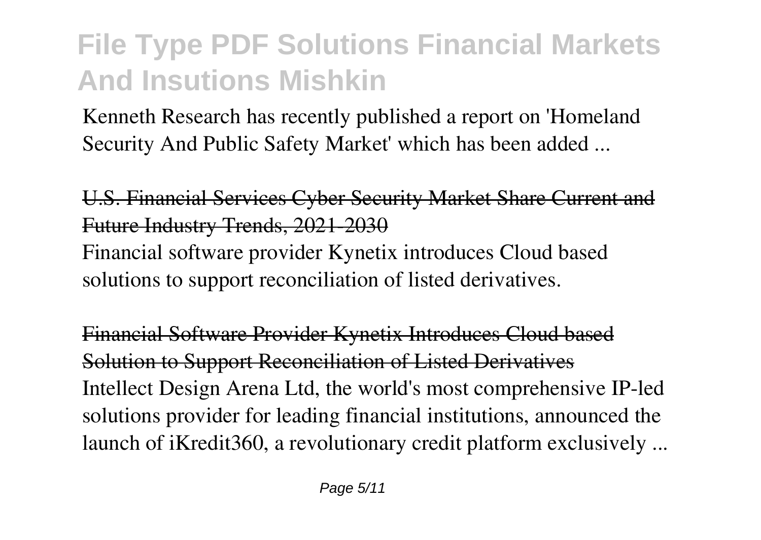Kenneth Research has recently published a report on 'Homeland Security And Public Safety Market' which has been added ...

## U.S. Financial Services Cyber Security Market Share Current and Future Industry Trends, 2021-2030

Financial software provider Kynetix introduces Cloud based solutions to support reconciliation of listed derivatives.

## Financial Software Provider Kynetix Introduces Cloud based Solution to Support Reconciliation of Listed Derivatives

Intellect Design Arena Ltd, the world's most comprehensive IP-led solutions provider for leading financial institutions, announced the launch of iKredit360, a revolutionary credit platform exclusively ...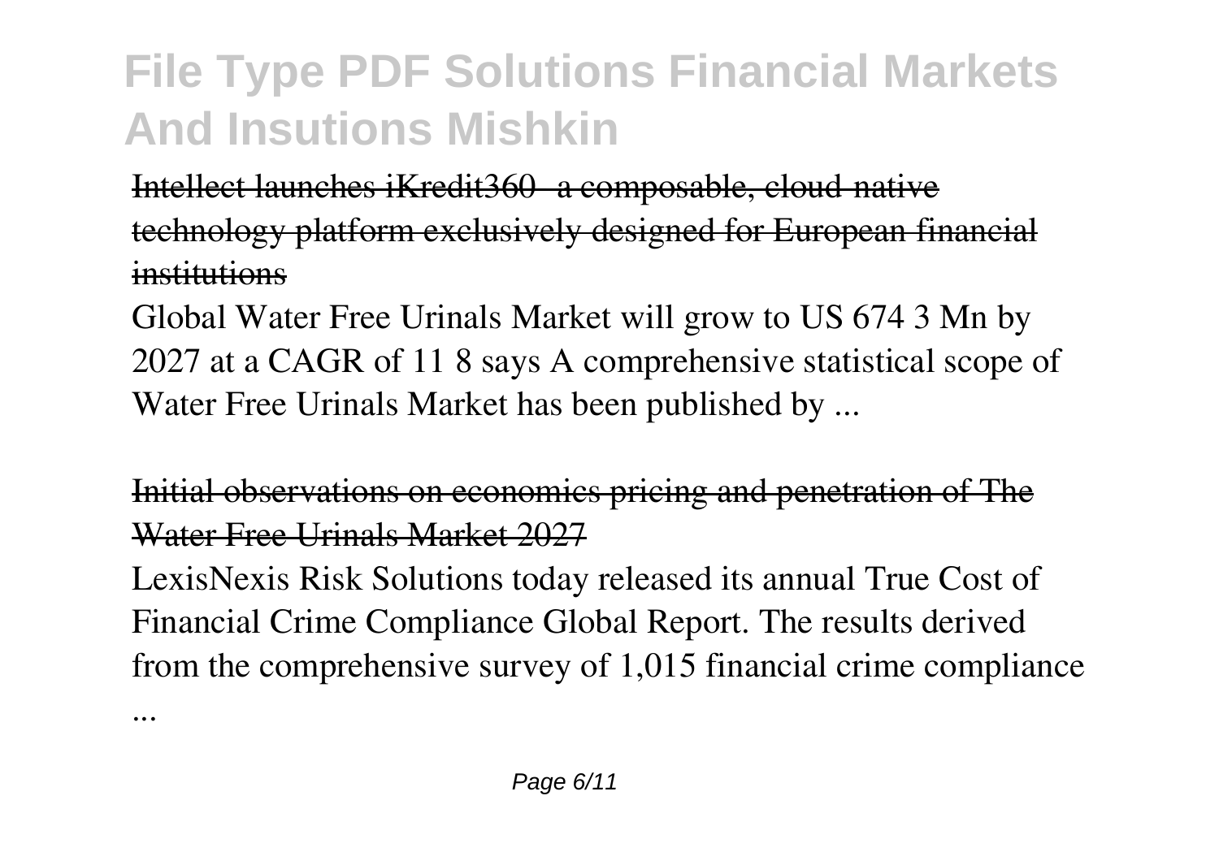Intellect launches iKredit360 - a composable, cloud-native technology platform exclusively designed for European financial institutions

Global Water Free Urinals Market will grow to US 674 3 Mn by 2027 at a CAGR of 11 8 says A comprehensive statistical scope of Water Free Urinals Market has been published by ...

Initial observations on economics pricing and penetration of The Water Free Urinals Market 2027

LexisNexis Risk Solutions today released its annual True Cost of Financial Crime Compliance Global Report. The results derived from the comprehensive survey of 1,015 financial crime compliance ...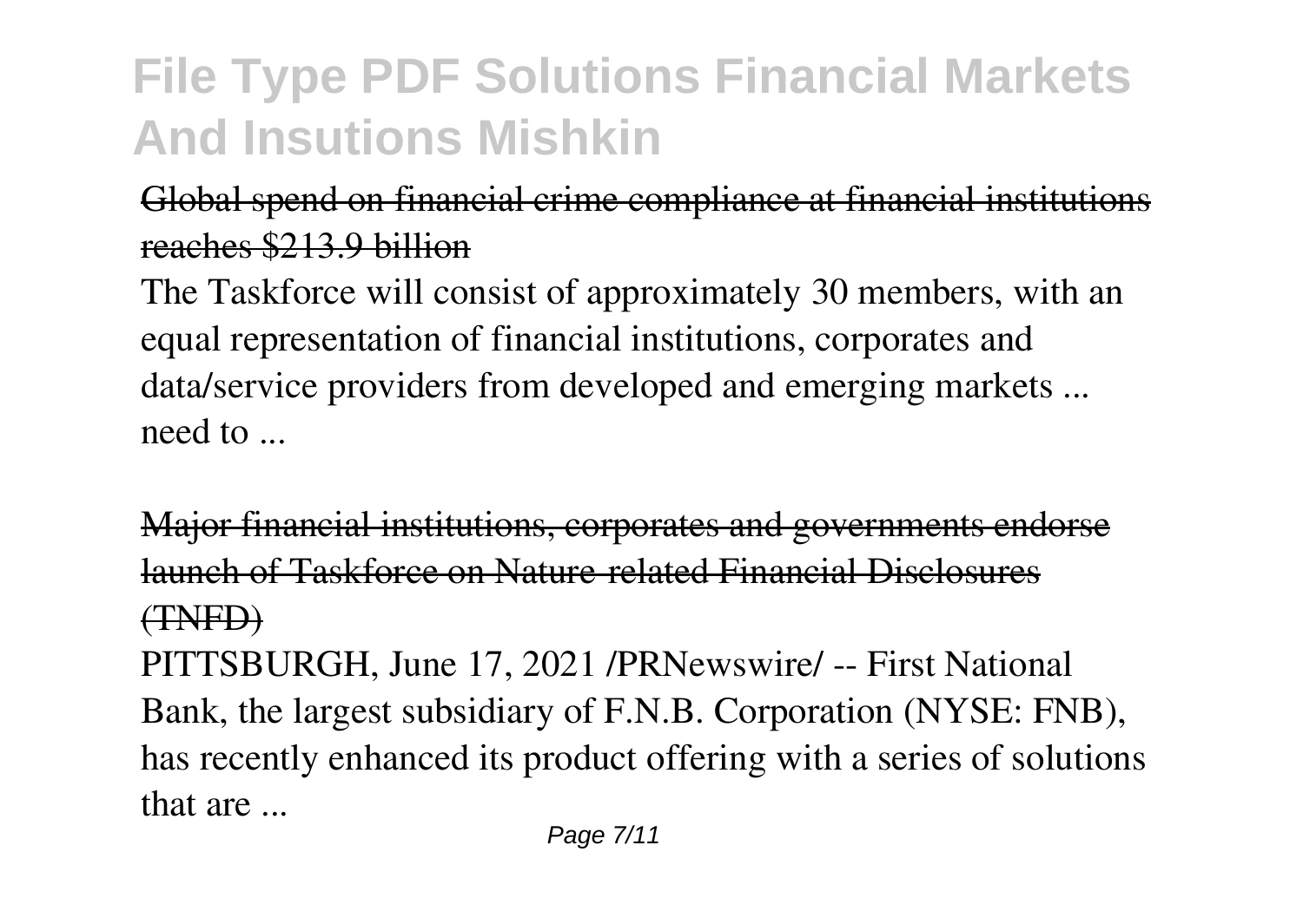Global spend on financial crime compliance at financial institutions reaches $213.9 billion

The Taskforce will consist of approximately 30 members, with an equal representation of financial institutions, corporates and data/service providers from developed and emerging markets ... need to ...

Major financial institutions, corporates and governments endorse launch of Taskforce on Nature-related Financial Disclosures (TNFD)

PITTSBURGH, June 17, 2021 /PRNewswire/ -- First National Bank, the largest subsidiary of F.N.B. Corporation (NYSE: FNB), has recently enhanced its product offering with a series of solutions that are ...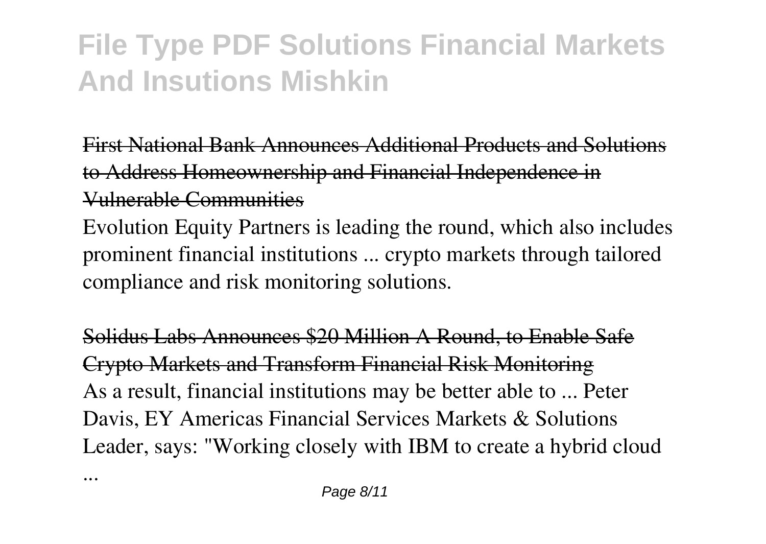First National Bank Announces Additional Products and Solutions to Address Homeownership and Financial Independence in Vulnerable Communities

Evolution Equity Partners is leading the round, which also includes prominent financial institutions ... crypto markets through tailored compliance and risk monitoring solutions.

Solidus Labs Announces $20 Million A Round, to Enable Safe Crypto Markets and Transform Financial Risk Monitoring

As a result, financial institutions may be better able to ... Peter Davis, EY Americas Financial Services Markets & Solutions Leader, says: "Working closely with IBM to create a hybrid cloud ...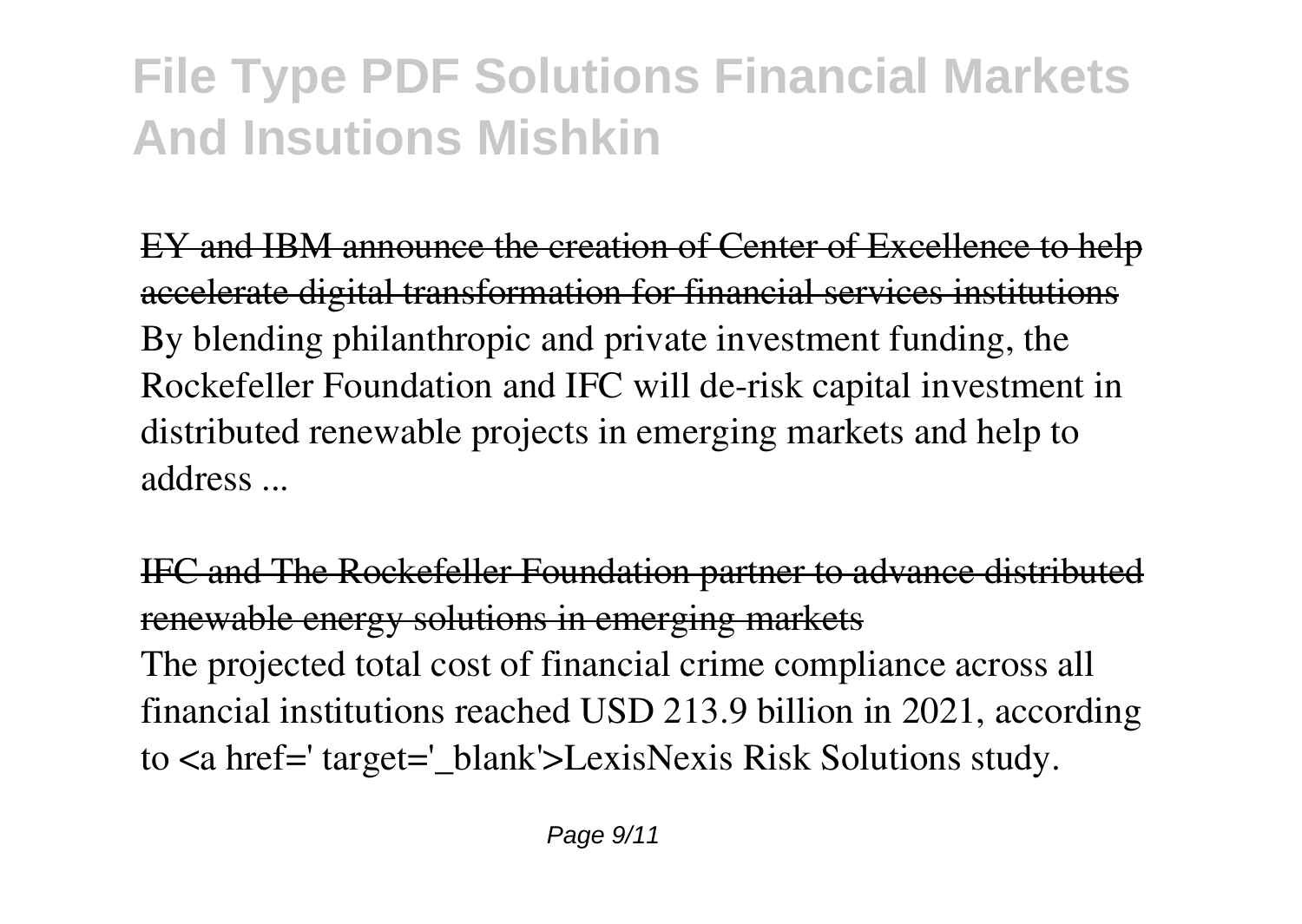EY and IBM announce the creation of Center of Excellence to help accelerate digital transformation for financial services institutions

By blending philanthropic and private investment funding, the Rockefeller Foundation and IFC will de-risk capital investment in distributed renewable projects in emerging markets and help to address ...

IFC and The Rockefeller Foundation partner to advance distributed renewable energy solutions in emerging markets

The projected total cost of financial crime compliance across all financial institutions reached USD 213.9 billion in 2021, according to <a href=' target='_blank'>LexisNexis Risk Solutions study.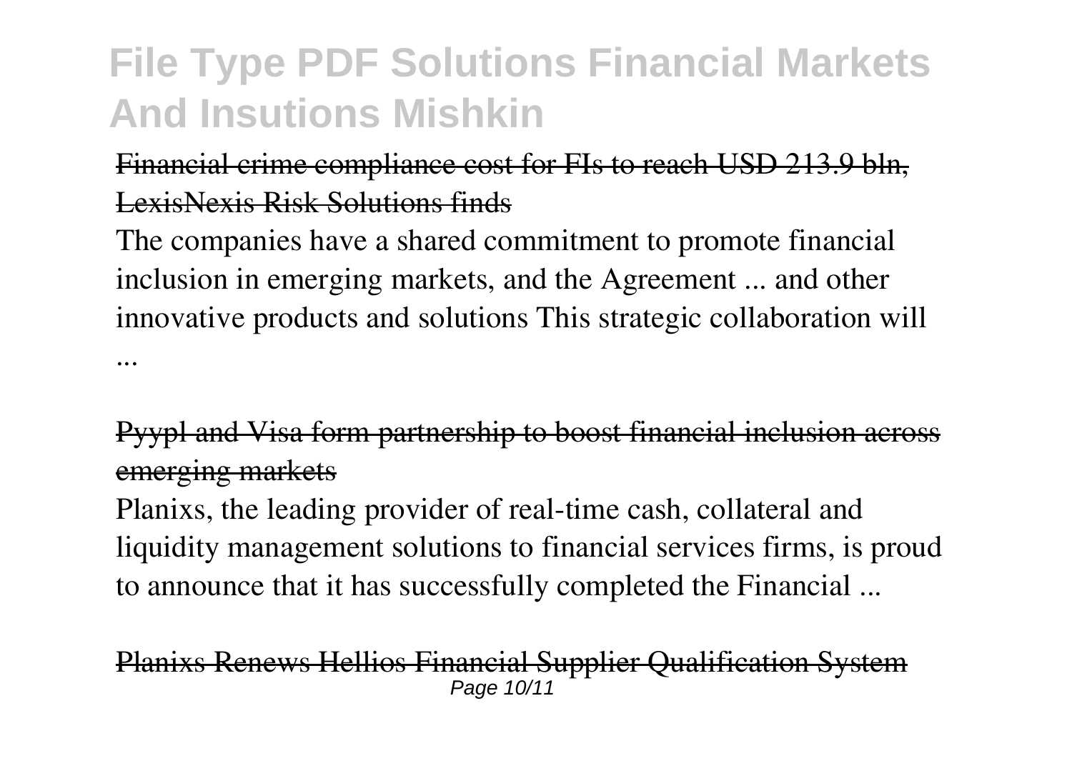Financial crime compliance cost for FIs to reach USD 213.9 bln, LexisNexis Risk Solutions finds

The companies have a shared commitment to promote financial inclusion in emerging markets, and the Agreement ... and other innovative products and solutions This strategic collaboration will ...

Pyypl and Visa form partnership to boost financial inclusion across emerging markets

Planixs, the leading provider of real-time cash, collateral and liquidity management solutions to financial services firms, is proud to announce that it has successfully completed the Financial ...

Planixs Renews Hellios Financial Supplier Qualification System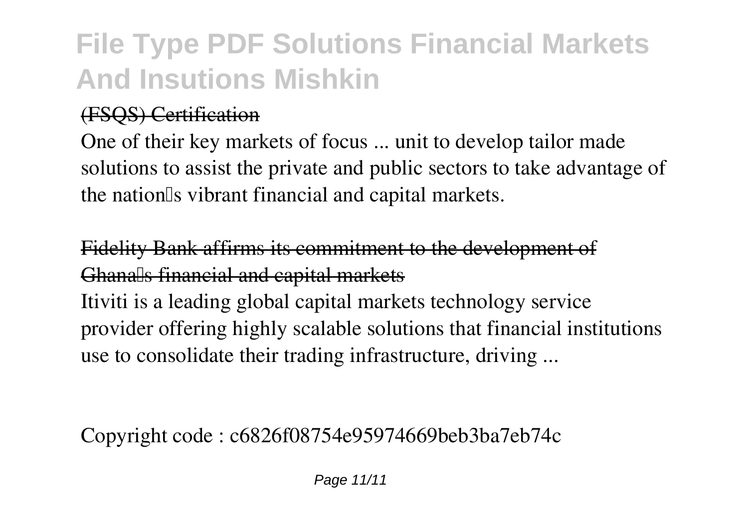(FSQS) Certification

One of their key markets of focus ... unit to develop tailor made solutions to assist the private and public sectors to take advantage of the nation's vibrant financial and capital markets.

Fidelity Bank affirms its commitment to the development of Ghana's financial and capital markets

Itiviti is a leading global capital markets technology service provider offering highly scalable solutions that financial institutions use to consolidate their trading infrastructure, driving ...

Copyright code : c6826f08754e95974669beb3ba7eb74c